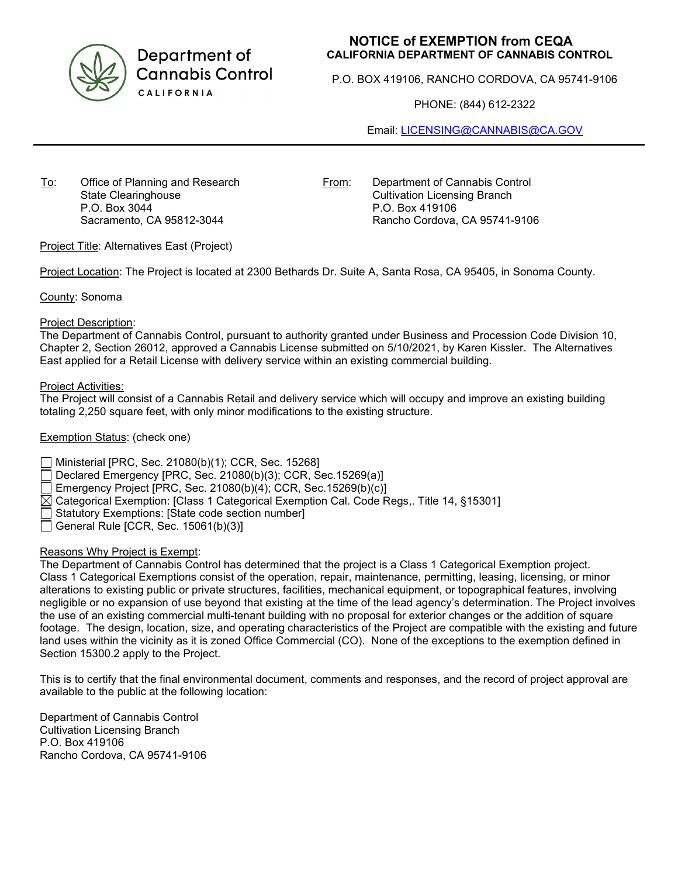Department of Cannabis Control
CALIFORNIA

# NOTICE of EXEMPTION from CEQA

**CALIFORNIA DEPARTMENT OF CANNABIS CONTROL**

P.O. BOX 419106, RANCHO CORDOVA, CA 95741-9106

PHONE: (844) 612-2322

Email: LICENSING@CANNABIS@CA.GOV

---

To: Office of Planning and Research
State Clearinghouse
P.O. Box 3044
Sacramento, CA 95812-3044

From: Department of Cannabis Control
Cultivation Licensing Branch
P.O. Box 419106
Rancho Cordova, CA 95741-9106

Project Title: Alternatives East (Project)

Project Location: The Project is located at 2300 Bethards Dr. Suite A, Santa Rosa, CA 95405, in Sonoma County.

County: Sonoma

Project Description:
The Department of Cannabis Control, pursuant to authority granted under Business and Procession Code Division 10, Chapter 2, Section 26012, approved a Cannabis License submitted on 5/10/2021, by Karen Kissler. The Alternatives East applied for a Retail License with delivery service within an existing commercial building.

Project Activities:
The Project will consist of a Cannabis Retail and delivery service which will occupy and improve an existing building totaling 2,250 square feet, with only minor modifications to the existing structure.

Exemption Status: (check one)

- ☐ Ministerial [PRC, Sec. 21080(b)(1); CCR, Sec. 15268]
- ☐ Declared Emergency [PRC, Sec. 21080(b)(3); CCR, Sec.15269(a)]
- ☐ Emergency Project [PRC, Sec. 21080(b)(4); CCR, Sec.15269(b)(c)]
- ☒ Categorical Exemption: [Class 1 Categorical Exemption Cal. Code Regs,. Title 14, §15301]
- ☐ Statutory Exemptions: [State code section number]
- ☐ General Rule [CCR, Sec. 15061(b)(3)]

Reasons Why Project is Exempt:
The Department of Cannabis Control has determined that the project is a Class 1 Categorical Exemption project. Class 1 Categorical Exemptions consist of the operation, repair, maintenance, permitting, leasing, licensing, or minor alterations to existing public or private structures, facilities, mechanical equipment, or topographical features, involving negligible or no expansion of use beyond that existing at the time of the lead agency's determination. The Project involves the use of an existing commercial multi-tenant building with no proposal for exterior changes or the addition of square footage. The design, location, size, and operating characteristics of the Project are compatible with the existing and future land uses within the vicinity as it is zoned Office Commercial (CO). None of the exceptions to the exemption defined in Section 15300.2 apply to the Project.

This is to certify that the final environmental document, comments and responses, and the record of project approval are available to the public at the following location:

Department of Cannabis Control
Cultivation Licensing Branch
P.O. Box 419106
Rancho Cordova, CA 95741-9106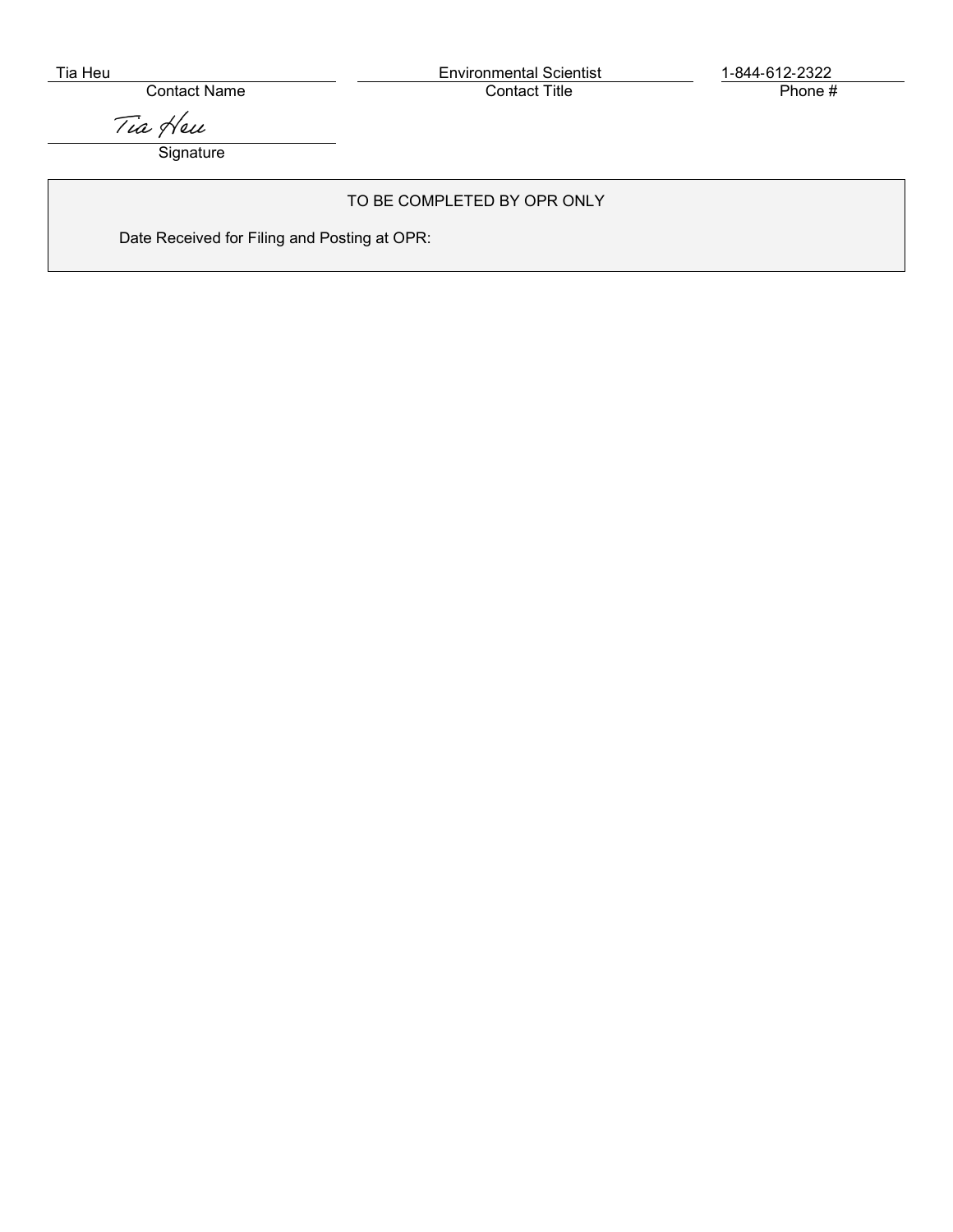| | | |
|---|---|---|
| Tia Heu | Environmental Scientist | 1-844-612-2322 |
| Contact Name | Contact Title | Phone # |

Tia Heu

Signature

TO BE COMPLETED BY OPR ONLY

Date Received for Filing and Posting at OPR: